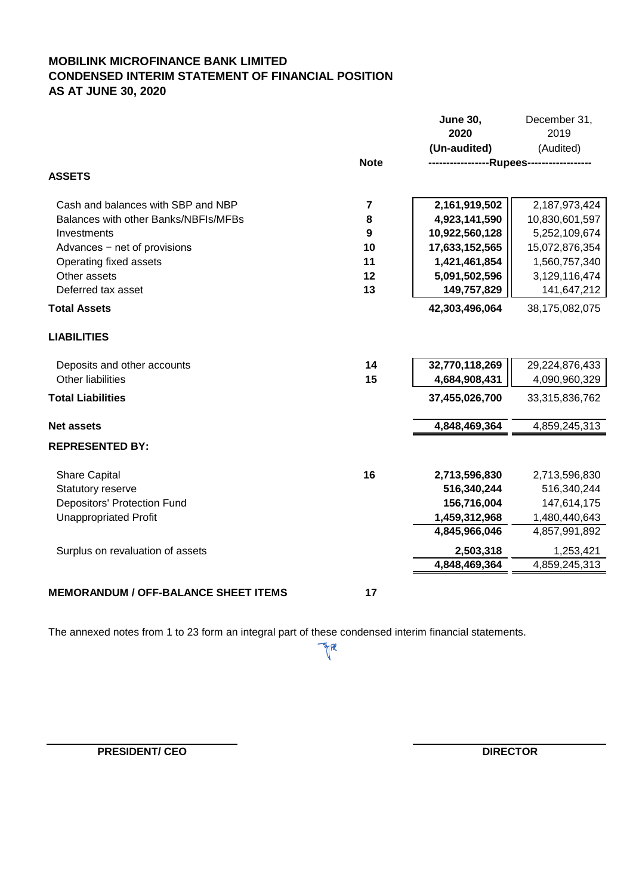# MOBILINK MICROFINANCE BANK LIMITED
## CONDENSED INTERIM STATEMENT OF FINANCIAL POSITION
## AS AT JUNE 30, 2020

| | Note | June 30, 2020 (Un-audited) | December 31, 2019 (Audited) |
|---|---|---|---|
| | | -----------------Rupees----------------- | |
| **ASSETS** | | | |
| Cash and balances with SBP and NBP | 7 | 2,161,919,502 | 2,187,973,424 |
| Balances with other Banks/NBFIs/MFBs | 8 | 4,923,141,590 | 10,830,601,597 |
| Investments | 9 | 10,922,560,128 | 5,252,109,674 |
| Advances − net of provisions | 10 | 17,633,152,565 | 15,072,876,354 |
| Operating fixed assets | 11 | 1,421,461,854 | 1,560,757,340 |
| Other assets | 12 | 5,091,502,596 | 3,129,116,474 |
| Deferred tax asset | 13 | 149,757,829 | 141,647,212 |
| **Total Assets** | | 42,303,496,064 | 38,175,082,075 |
| **LIABILITIES** | | | |
| Deposits and other accounts | 14 | 32,770,118,269 | 29,224,876,433 |
| Other liabilities | 15 | 4,684,908,431 | 4,090,960,329 |
| **Total Liabilities** | | 37,455,026,700 | 33,315,836,762 |
| **Net assets** | | 4,848,469,364 | 4,859,245,313 |
| **REPRESENTED BY:** | | | |
| Share Capital | 16 | 2,713,596,830 | 2,713,596,830 |
| Statutory reserve | | 516,340,244 | 516,340,244 |
| Depositors' Protection Fund | | 156,716,004 | 147,614,175 |
| Unappropriated Profit | | 1,459,312,968 | 1,480,440,643 |
| | | 4,845,966,046 | 4,857,991,892 |
| Surplus on revaluation of assets | | 2,503,318 | 1,253,421 |
| | | 4,848,469,364 | 4,859,245,313 |
| **MEMORANDUM / OFF-BALANCE SHEET ITEMS** | 17 | | |

The annexed notes from 1 to 23 form an integral part of these condensed interim financial statements.

**PRESIDENT/ CEO** | **DIRECTOR**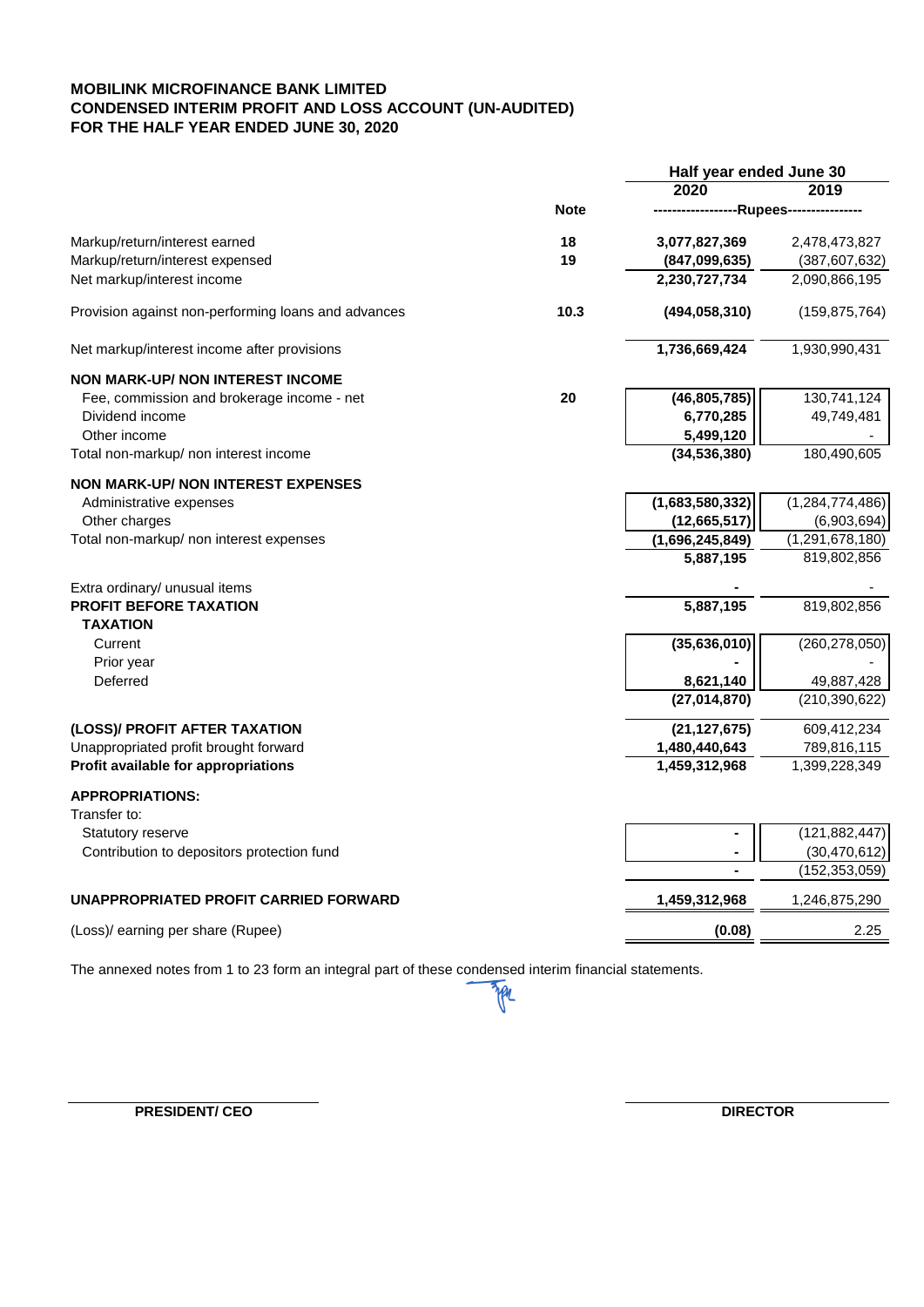**MOBILINK MICROFINANCE BANK LIMITED**
**CONDENSED INTERIM PROFIT AND LOSS ACCOUNT (UN-AUDITED)**
**FOR THE HALF YEAR ENDED JUNE 30, 2020**

| | Note | Half year ended June 30 2020 | 2019 |
|---|---|---|---|
| | | ------------------Rupees---------------- | |
| Markup/return/interest earned | 18 | **3,077,827,369** | 2,478,473,827 |
| Markup/return/interest expensed | 19 | **(847,099,635)** | (387,607,632) |
| Net markup/interest income | | **2,230,727,734** | 2,090,866,195 |
| Provision against non-performing loans and advances | 10.3 | **(494,058,310)** | (159,875,764) |
| Net markup/interest income after provisions | | **1,736,669,424** | 1,930,990,431 |
| **NON MARK-UP/ NON INTEREST INCOME** | | | |
| Fee, commission and brokerage income - net | 20 | **(46,805,785)** | 130,741,124 |
| Dividend income | | **6,770,285** | 49,749,481 |
| Other income | | **5,499,120** | - |
| Total non-markup/ non interest income | | **(34,536,380)** | 180,490,605 |
| **NON MARK-UP/ NON INTEREST EXPENSES** | | | |
| Administrative expenses | | **(1,683,580,332)** | (1,284,774,486) |
| Other charges | | **(12,665,517)** | (6,903,694) |
| Total non-markup/ non interest expenses | | **(1,696,245,849)** | (1,291,678,180) |
| | | **5,887,195** | 819,802,856 |
| Extra ordinary/ unusual items | | **-** | - |
| **PROFIT BEFORE TAXATION** | | **5,887,195** | 819,802,856 |
| **TAXATION** | | | |
| Current | | **(35,636,010)** | (260,278,050) |
| Prior year | | **-** | - |
| Deferred | | **8,621,140** | 49,887,428 |
| | | **(27,014,870)** | (210,390,622) |
| **(LOSS)/ PROFIT AFTER TAXATION** | | **(21,127,675)** | 609,412,234 |
| Unappropriated profit brought forward | | **1,480,440,643** | 789,816,115 |
| **Profit available for appropriations** | | **1,459,312,968** | 1,399,228,349 |
| **APPROPRIATIONS:** | | | |
| Transfer to: | | | |
| Statutory reserve | | **-** | (121,882,447) |
| Contribution to depositors protection fund | | **-** | (30,470,612) |
| | | **-** | (152,353,059) |
| **UNAPPROPRIATED PROFIT CARRIED FORWARD** | | **1,459,312,968** | 1,246,875,290 |
| (Loss)/ earning per share (Rupee) | | **(0.08)** | 2.25 |

The annexed notes from 1 to 23 form an integral part of these condensed interim financial statements.

**PRESIDENT/ CEO** | **DIRECTOR**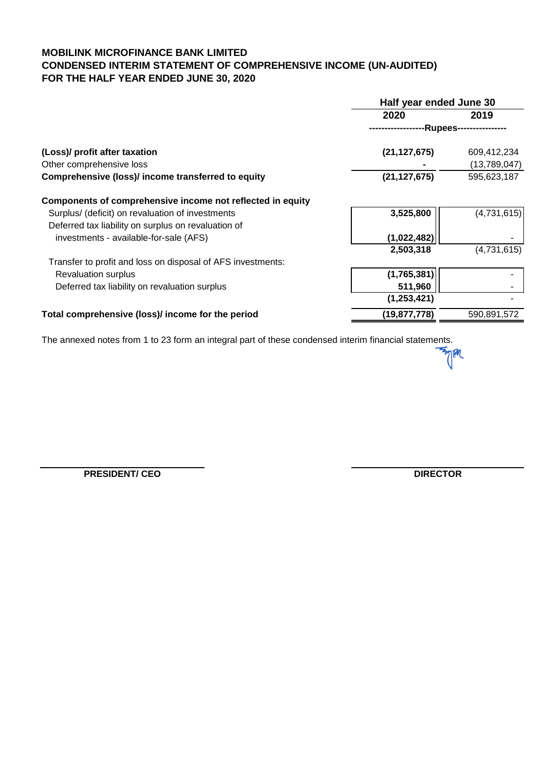**MOBILINK MICROFINANCE BANK LIMITED**
**CONDENSED INTERIM STATEMENT OF COMPREHENSIVE INCOME (UN-AUDITED)**
**FOR THE HALF YEAR ENDED JUNE 30, 2020**

| | Half year ended June 30 | |
|---|---|---|
| | **2020** | **2019** |
| | ------------------Rupees---------------- | |
| **(Loss)/ profit after taxation** | **(21,127,675)** | 609,412,234 |
| Other comprehensive loss | **-** | (13,789,047) |
| **Comprehensive (loss)/ income transferred to equity** | **(21,127,675)** | 595,623,187 |
| | | |
| **Components of comprehensive income not reflected in equity** | | |
| Surplus/ (deficit) on revaluation of investments | **3,525,800** | (4,731,615) |
| Deferred tax liability on surplus on revaluation of investments - available-for-sale (AFS) | **(1,022,482)** | - |
| | **2,503,318** | (4,731,615) |
| Transfer to profit and loss on disposal of AFS investments: | | |
| Revaluation surplus | **(1,765,381)** | - |
| Deferred tax liability on revaluation surplus | **511,960** | - |
| | **(1,253,421)** | - |
| **Total comprehensive (loss)/ income for the period** | **(19,877,778)** | 590,891,572 |

The annexed notes from 1 to 23 form an integral part of these condensed interim financial statements.

**PRESIDENT/ CEO** **DIRECTOR**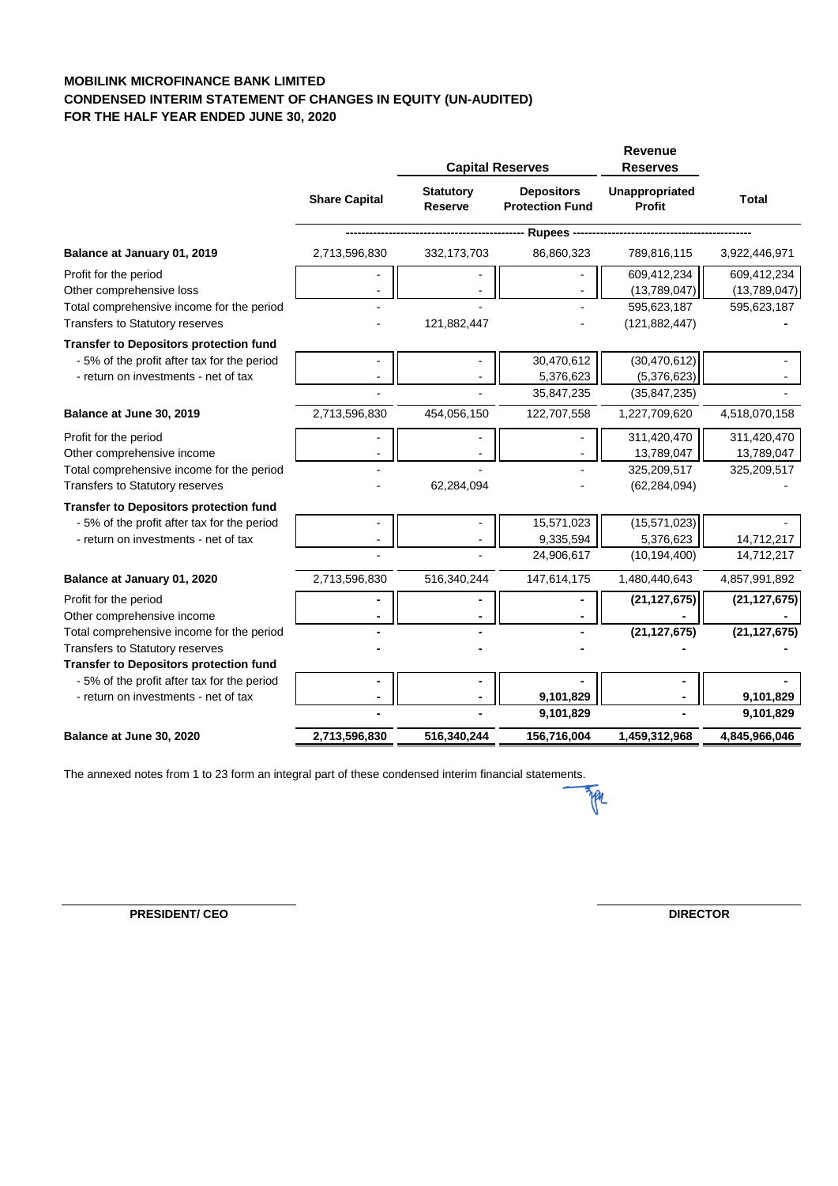**MOBILINK MICROFINANCE BANK LIMITED**
**CONDENSED INTERIM STATEMENT OF CHANGES IN EQUITY (UN-AUDITED)**
**FOR THE HALF YEAR ENDED JUNE 30, 2020**

| | Share Capital | Capital Reserves | | Revenue Reserves | Total |
|---|---|---|---|---|---|
| | | Statutory Reserve | Depositors Protection Fund | Unappropriated Profit | |
| | ---------- | ---------- | Rupees | ---------- | ---------- |
| **Balance at January 01, 2019** | 2,713,596,830 | 332,173,703 | 86,860,323 | 789,816,115 | 3,922,446,971 |
| Profit for the period | - | - | - | 609,412,234 | 609,412,234 |
| Other comprehensive loss | - | - | - | (13,789,047) | (13,789,047) |
| Total comprehensive income for the period | - | - | - | 595,623,187 | 595,623,187 |
| Transfers to Statutory reserves | - | 121,882,447 | - | (121,882,447) | - |
| **Transfer to Depositors protection fund** | | | | | |
| - 5% of the profit after tax for the period | - | - | 30,470,612 | (30,470,612) | - |
| - return on investments - net of tax | - | - | 5,376,623 | (5,376,623) | - |
| | - | - | 35,847,235 | (35,847,235) | - |
| **Balance at June 30, 2019** | 2,713,596,830 | 454,056,150 | 122,707,558 | 1,227,709,620 | 4,518,070,158 |
| Profit for the period | - | - | - | 311,420,470 | 311,420,470 |
| Other comprehensive income | - | - | - | 13,789,047 | 13,789,047 |
| Total comprehensive income for the period | - | - | - | 325,209,517 | 325,209,517 |
| Transfers to Statutory reserves | - | 62,284,094 | - | (62,284,094) | - |
| **Transfer to Depositors protection fund** | | | | | |
| - 5% of the profit after tax for the period | - | - | 15,571,023 | (15,571,023) | - |
| - return on investments - net of tax | - | - | 9,335,594 | 5,376,623 | 14,712,217 |
| | - | - | 24,906,617 | (10,194,400) | 14,712,217 |
| **Balance at January 01, 2020** | 2,713,596,830 | 516,340,244 | 147,614,175 | 1,480,440,643 | 4,857,991,892 |
| Profit for the period | **-** | **-** | **-** | **(21,127,675)** | **(21,127,675)** |
| Other comprehensive income | **-** | **-** | **-** | **-** | **-** |
| Total comprehensive income for the period | **-** | **-** | **-** | **(21,127,675)** | **(21,127,675)** |
| Transfers to Statutory reserves | **-** | **-** | **-** | **-** | **-** |
| **Transfer to Depositors protection fund** | | | | | |
| - 5% of the profit after tax for the period | **-** | **-** | **-** | **-** | **-** |
| - return on investments - net of tax | **-** | **-** | **9,101,829** | **-** | **9,101,829** |
| | **-** | **-** | **9,101,829** | **-** | **9,101,829** |
| **Balance at June 30, 2020** | **2,713,596,830** | **516,340,244** | **156,716,004** | **1,459,312,968** | **4,845,966,046** |

The annexed notes from 1 to 23 form an integral part of these condensed interim financial statements.

**PRESIDENT/ CEO** **DIRECTOR**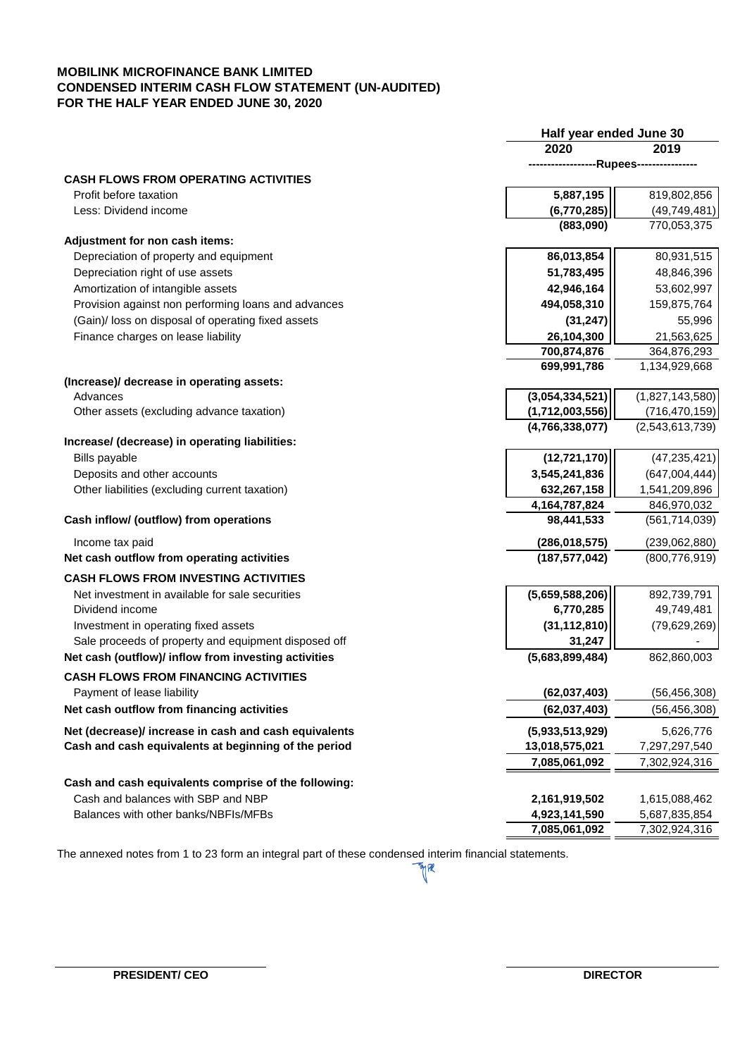# MOBILINK MICROFINANCE BANK LIMITED
## CONDENSED INTERIM CASH FLOW STATEMENT (UN-AUDITED)
## FOR THE HALF YEAR ENDED JUNE 30, 2020

| | Half year ended June 30 | |
|---|---|---|
| | 2020 | 2019 |
| | ------------------Rupees---------------- | |
| **CASH FLOWS FROM OPERATING ACTIVITIES** | | |
| Profit before taxation | 5,887,195 | 819,802,856 |
| Less: Dividend income | (6,770,285) | (49,749,481) |
| | (883,090) | 770,053,375 |
| **Adjustment for non cash items:** | | |
| Depreciation of property and equipment | 86,013,854 | 80,931,515 |
| Depreciation right of use assets | 51,783,495 | 48,846,396 |
| Amortization of intangible assets | 42,946,164 | 53,602,997 |
| Provision against non performing loans and advances | 494,058,310 | 159,875,764 |
| (Gain)/ loss on disposal of operating fixed assets | (31,247) | 55,996 |
| Finance charges on lease liability | 26,104,300 | 21,563,625 |
| | 700,874,876 | 364,876,293 |
| | 699,991,786 | 1,134,929,668 |
| **(Increase)/ decrease in operating assets:** | | |
| Advances | (3,054,334,521) | (1,827,143,580) |
| Other assets (excluding advance taxation) | (1,712,003,556) | (716,470,159) |
| | (4,766,338,077) | (2,543,613,739) |
| **Increase/ (decrease) in operating liabilities:** | | |
| Bills payable | (12,721,170) | (47,235,421) |
| Deposits and other accounts | 3,545,241,836 | (647,004,444) |
| Other liabilities (excluding current taxation) | 632,267,158 | 1,541,209,896 |
| | 4,164,787,824 | 846,970,032 |
| **Cash inflow/ (outflow) from operations** | 98,441,533 | (561,714,039) |
| Income tax paid | (286,018,575) | (239,062,880) |
| **Net cash outflow from operating activities** | (187,577,042) | (800,776,919) |
| **CASH FLOWS FROM INVESTING ACTIVITIES** | | |
| Net investment in available for sale securities | (5,659,588,206) | 892,739,791 |
| Dividend income | 6,770,285 | 49,749,481 |
| Investment in operating fixed assets | (31,112,810) | (79,629,269) |
| Sale proceeds of property and equipment disposed off | 31,247 | - |
| **Net cash (outflow)/ inflow from investing activities** | (5,683,899,484) | 862,860,003 |
| **CASH FLOWS FROM FINANCING ACTIVITIES** | | |
| Payment of lease liability | (62,037,403) | (56,456,308) |
| **Net cash outflow from financing activities** | (62,037,403) | (56,456,308) |
| **Net (decrease)/ increase in cash and cash equivalents** | (5,933,513,929) | 5,626,776 |
| **Cash and cash equivalents at beginning of the period** | 13,018,575,021 | 7,297,297,540 |
| | 7,085,061,092 | 7,302,924,316 |
| **Cash and cash equivalents comprise of the following:** | | |
| Cash and balances with SBP and NBP | 2,161,919,502 | 1,615,088,462 |
| Balances with other banks/NBFIs/MFBs | 4,923,141,590 | 5,687,835,854 |
| | 7,085,061,092 | 7,302,924,316 |

The annexed notes from 1 to 23 form an integral part of these condensed interim financial statements.

**PRESIDENT/ CEO** **DIRECTOR**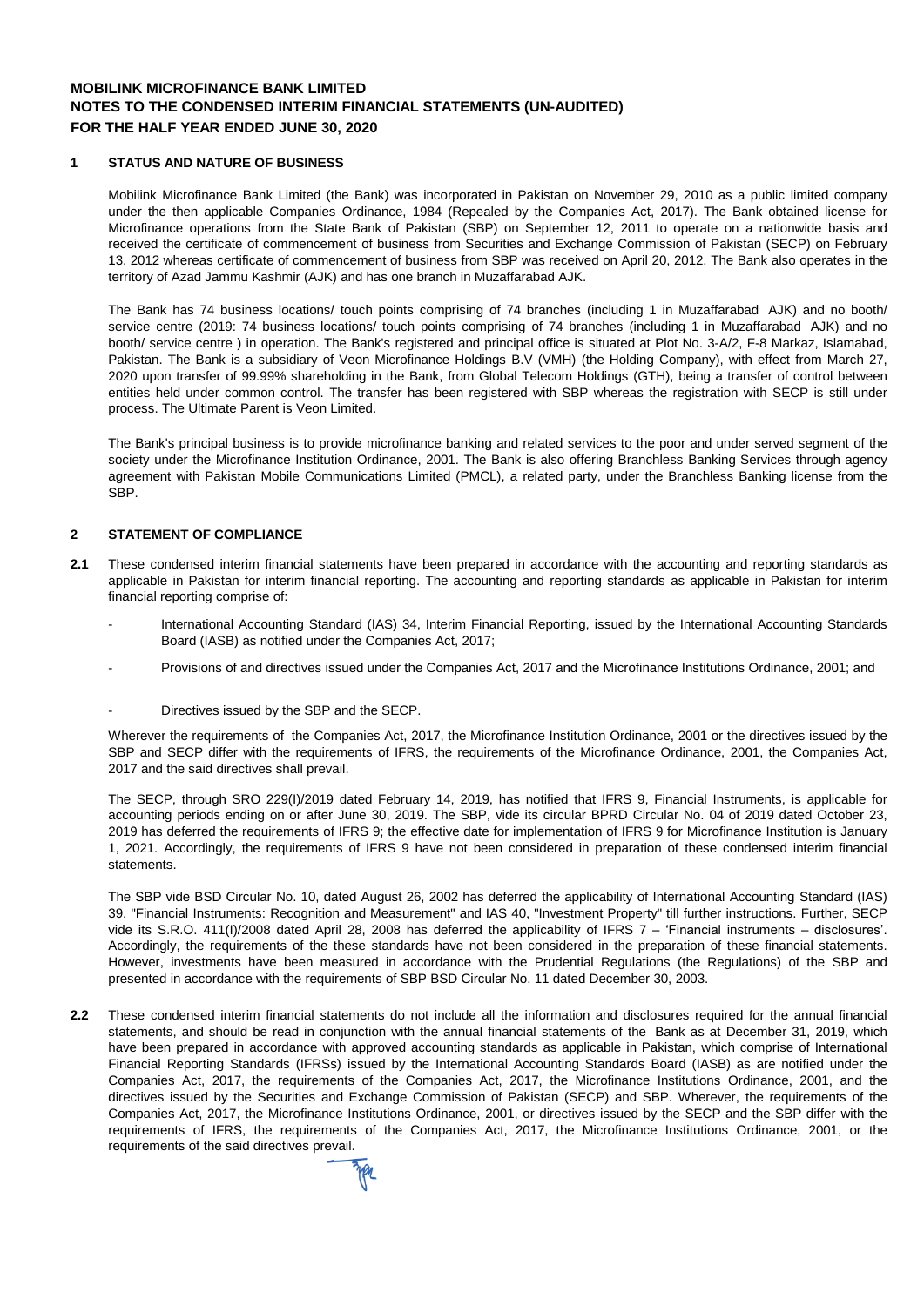**MOBILINK MICROFINANCE BANK LIMITED**
**NOTES TO THE CONDENSED INTERIM FINANCIAL STATEMENTS (UN-AUDITED)**
**FOR THE HALF YEAR ENDED JUNE 30, 2020**

## 1 STATUS AND NATURE OF BUSINESS

Mobilink Microfinance Bank Limited (the Bank) was incorporated in Pakistan on November 29, 2010 as a public limited company under the then applicable Companies Ordinance, 1984 (Repealed by the Companies Act, 2017). The Bank obtained license for Microfinance operations from the State Bank of Pakistan (SBP) on September 12, 2011 to operate on a nationwide basis and received the certificate of commencement of business from Securities and Exchange Commission of Pakistan (SECP) on February 13, 2012 whereas certificate of commencement of business from SBP was received on April 20, 2012. The Bank also operates in the territory of Azad Jammu Kashmir (AJK) and has one branch in Muzaffarabad AJK.

The Bank has 74 business locations/ touch points comprising of 74 branches (including 1 in Muzaffarabad AJK) and no booth/ service centre (2019: 74 business locations/ touch points comprising of 74 branches (including 1 in Muzaffarabad AJK) and no booth/ service centre ) in operation. The Bank's registered and principal office is situated at Plot No. 3-A/2, F-8 Markaz, Islamabad, Pakistan. The Bank is a subsidiary of Veon Microfinance Holdings B.V (VMH) (the Holding Company), with effect from March 27, 2020 upon transfer of 99.99% shareholding in the Bank, from Global Telecom Holdings (GTH), being a transfer of control between entities held under common control. The transfer has been registered with SBP whereas the registration with SECP is still under process. The Ultimate Parent is Veon Limited.

The Bank's principal business is to provide microfinance banking and related services to the poor and under served segment of the society under the Microfinance Institution Ordinance, 2001. The Bank is also offering Branchless Banking Services through agency agreement with Pakistan Mobile Communications Limited (PMCL), a related party, under the Branchless Banking license from the SBP.

## 2 STATEMENT OF COMPLIANCE

**2.1** These condensed interim financial statements have been prepared in accordance with the accounting and reporting standards as applicable in Pakistan for interim financial reporting. The accounting and reporting standards as applicable in Pakistan for interim financial reporting comprise of:

- International Accounting Standard (IAS) 34, Interim Financial Reporting, issued by the International Accounting Standards Board (IASB) as notified under the Companies Act, 2017;
- Provisions of and directives issued under the Companies Act, 2017 and the Microfinance Institutions Ordinance, 2001; and
- Directives issued by the SBP and the SECP.

Wherever the requirements of the Companies Act, 2017, the Microfinance Institution Ordinance, 2001 or the directives issued by the SBP and SECP differ with the requirements of IFRS, the requirements of the Microfinance Ordinance, 2001, the Companies Act, 2017 and the said directives shall prevail.

The SECP, through SRO 229(I)/2019 dated February 14, 2019, has notified that IFRS 9, Financial Instruments, is applicable for accounting periods ending on or after June 30, 2019. The SBP, vide its circular BPRD Circular No. 04 of 2019 dated October 23, 2019 has deferred the requirements of IFRS 9; the effective date for implementation of IFRS 9 for Microfinance Institution is January 1, 2021. Accordingly, the requirements of IFRS 9 have not been considered in preparation of these condensed interim financial statements.

The SBP vide BSD Circular No. 10, dated August 26, 2002 has deferred the applicability of International Accounting Standard (IAS) 39, "Financial Instruments: Recognition and Measurement" and IAS 40, "Investment Property" till further instructions. Further, SECP vide its S.R.O. 411(I)/2008 dated April 28, 2008 has deferred the applicability of IFRS 7 – 'Financial instruments – disclosures'. Accordingly, the requirements of the these standards have not been considered in the preparation of these financial statements. However, investments have been measured in accordance with the Prudential Regulations (the Regulations) of the SBP and presented in accordance with the requirements of SBP BSD Circular No. 11 dated December 30, 2003.

**2.2** These condensed interim financial statements do not include all the information and disclosures required for the annual financial statements, and should be read in conjunction with the annual financial statements of the Bank as at December 31, 2019, which have been prepared in accordance with approved accounting standards as applicable in Pakistan, which comprise of International Financial Reporting Standards (IFRSs) issued by the International Accounting Standards Board (IASB) as are notified under the Companies Act, 2017, the requirements of the Companies Act, 2017, the Microfinance Institutions Ordinance, 2001, and the directives issued by the Securities and Exchange Commission of Pakistan (SECP) and SBP. Wherever, the requirements of the Companies Act, 2017, the Microfinance Institutions Ordinance, 2001, or directives issued by the SECP and the SBP differ with the requirements of IFRS, the requirements of the Companies Act, 2017, the Microfinance Institutions Ordinance, 2001, or the requirements of the said directives prevail.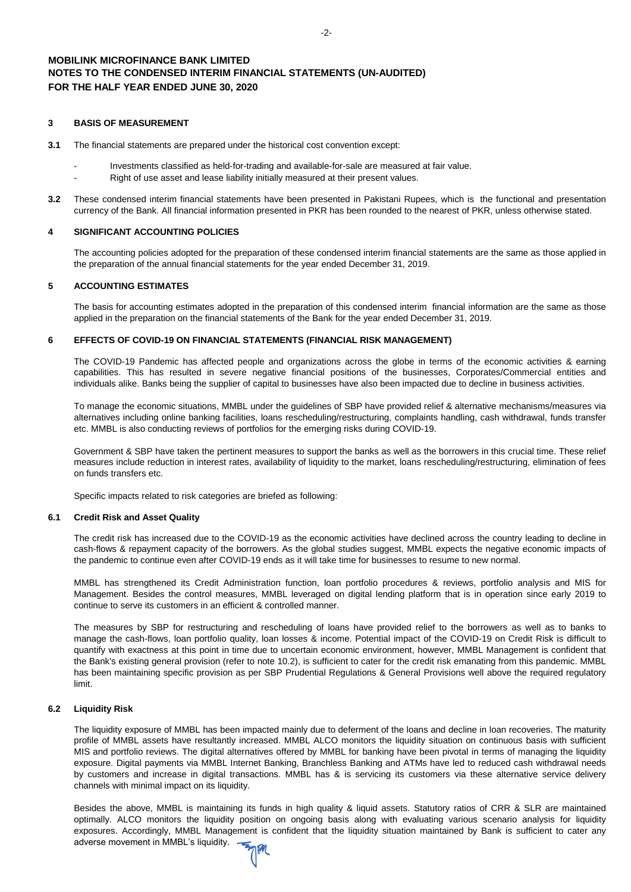**MOBILINK MICROFINANCE BANK LIMITED**
**NOTES TO THE CONDENSED INTERIM FINANCIAL STATEMENTS (UN-AUDITED)**
**FOR THE HALF YEAR ENDED JUNE 30, 2020**

## 3 BASIS OF MEASUREMENT

**3.1** The financial statements are prepared under the historical cost convention except:

- Investments classified as held-for-trading and available-for-sale are measured at fair value.
- Right of use asset and lease liability initially measured at their present values.

**3.2** These condensed interim financial statements have been presented in Pakistani Rupees, which is the functional and presentation currency of the Bank. All financial information presented in PKR has been rounded to the nearest of PKR, unless otherwise stated.

## 4 SIGNIFICANT ACCOUNTING POLICIES

The accounting policies adopted for the preparation of these condensed interim financial statements are the same as those applied in the preparation of the annual financial statements for the year ended December 31, 2019.

## 5 ACCOUNTING ESTIMATES

The basis for accounting estimates adopted in the preparation of this condensed interim financial information are the same as those applied in the preparation on the financial statements of the Bank for the year ended December 31, 2019.

## 6 EFFECTS OF COVID-19 ON FINANCIAL STATEMENTS (FINANCIAL RISK MANAGEMENT)

The COVID-19 Pandemic has affected people and organizations across the globe in terms of the economic activities & earning capabilities. This has resulted in severe negative financial positions of the businesses, Corporates/Commercial entities and individuals alike. Banks being the supplier of capital to businesses have also been impacted due to decline in business activities.

To manage the economic situations, MMBL under the guidelines of SBP have provided relief & alternative mechanisms/measures via alternatives including online banking facilities, loans rescheduling/restructuring, complaints handling, cash withdrawal, funds transfer etc. MMBL is also conducting reviews of portfolios for the emerging risks during COVID-19.

Government & SBP have taken the pertinent measures to support the banks as well as the borrowers in this crucial time. These relief measures include reduction in interest rates, availability of liquidity to the market, loans rescheduling/restructuring, elimination of fees on funds transfers etc.

Specific impacts related to risk categories are briefed as following:

### 6.1 Credit Risk and Asset Quality

The credit risk has increased due to the COVID-19 as the economic activities have declined across the country leading to decline in cash-flows & repayment capacity of the borrowers. As the global studies suggest, MMBL expects the negative economic impacts of the pandemic to continue even after COVID-19 ends as it will take time for businesses to resume to new normal.

MMBL has strengthened its Credit Administration function, loan portfolio procedures & reviews, portfolio analysis and MIS for Management. Besides the control measures, MMBL leveraged on digital lending platform that is in operation since early 2019 to continue to serve its customers in an efficient & controlled manner.

The measures by SBP for restructuring and rescheduling of loans have provided relief to the borrowers as well as to banks to manage the cash-flows, loan portfolio quality, loan losses & income. Potential impact of the COVID-19 on Credit Risk is difficult to quantify with exactness at this point in time due to uncertain economic environment, however, MMBL Management is confident that the Bank's existing general provision (refer to note 10.2), is sufficient to cater for the credit risk emanating from this pandemic. MMBL has been maintaining specific provision as per SBP Prudential Regulations & General Provisions well above the required regulatory limit.

### 6.2 Liquidity Risk

The liquidity exposure of MMBL has been impacted mainly due to deferment of the loans and decline in loan recoveries. The maturity profile of MMBL assets have resultantly increased. MMBL ALCO monitors the liquidity situation on continuous basis with sufficient MIS and portfolio reviews. The digital alternatives offered by MMBL for banking have been pivotal in terms of managing the liquidity exposure. Digital payments via MMBL Internet Banking, Branchless Banking and ATMs have led to reduced cash withdrawal needs by customers and increase in digital transactions. MMBL has & is servicing its customers via these alternative service delivery channels with minimal impact on its liquidity.

Besides the above, MMBL is maintaining its funds in high quality & liquid assets. Statutory ratios of CRR & SLR are maintained optimally. ALCO monitors the liquidity position on ongoing basis along with evaluating various scenario analysis for liquidity exposures. Accordingly, MMBL Management is confident that the liquidity situation maintained by Bank is sufficient to cater any adverse movement in MMBL's liquidity.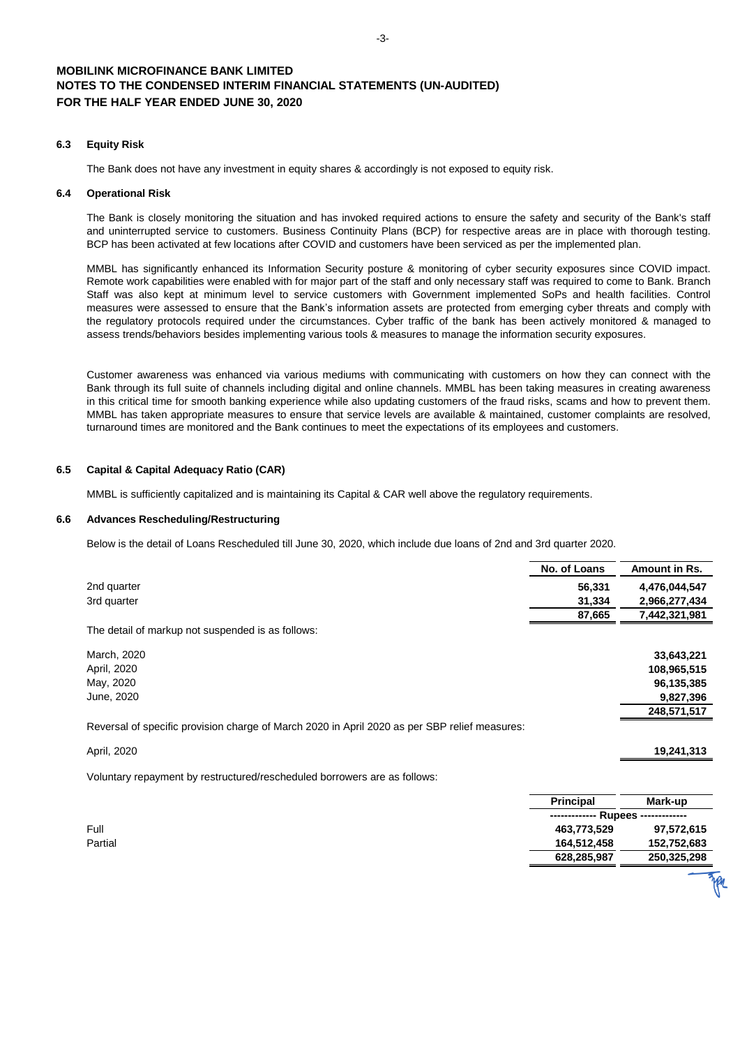**MOBILINK MICROFINANCE BANK LIMITED**
**NOTES TO THE CONDENSED INTERIM FINANCIAL STATEMENTS (UN-AUDITED)**
**FOR THE HALF YEAR ENDED JUNE 30, 2020**

### 6.3 Equity Risk

The Bank does not have any investment in equity shares & accordingly is not exposed to equity risk.

### 6.4 Operational Risk

The Bank is closely monitoring the situation and has invoked required actions to ensure the safety and security of the Bank's staff and uninterrupted service to customers. Business Continuity Plans (BCP) for respective areas are in place with thorough testing. BCP has been activated at few locations after COVID and customers have been serviced as per the implemented plan.

MMBL has significantly enhanced its Information Security posture & monitoring of cyber security exposures since COVID impact. Remote work capabilities were enabled with for major part of the staff and only necessary staff was required to come to Bank. Branch Staff was also kept at minimum level to service customers with Government implemented SoPs and health facilities. Control measures were assessed to ensure that the Bank's information assets are protected from emerging cyber threats and comply with the regulatory protocols required under the circumstances. Cyber traffic of the bank has been actively monitored & managed to assess trends/behaviors besides implementing various tools & measures to manage the information security exposures.

Customer awareness was enhanced via various mediums with communicating with customers on how they can connect with the Bank through its full suite of channels including digital and online channels. MMBL has been taking measures in creating awareness in this critical time for smooth banking experience while also updating customers of the fraud risks, scams and how to prevent them. MMBL has taken appropriate measures to ensure that service levels are available & maintained, customer complaints are resolved, turnaround times are monitored and the Bank continues to meet the expectations of its employees and customers.

### 6.5 Capital & Capital Adequacy Ratio (CAR)

MMBL is sufficiently capitalized and is maintaining its Capital & CAR well above the regulatory requirements.

### 6.6 Advances Rescheduling/Restructuring

Below is the detail of Loans Rescheduled till June 30, 2020, which include due loans of 2nd and 3rd quarter 2020.

| | No. of Loans | Amount in Rs. |
|---|---|---|
| 2nd quarter | 56,331 | 4,476,044,547 |
| 3rd quarter | 31,334 | 2,966,277,434 |
| | **87,665** | **7,442,321,981** |

The detail of markup not suspended is as follows:

| | |
|---|---|
| March, 2020 | 33,643,221 |
| April, 2020 | 108,965,515 |
| May, 2020 | 96,135,385 |
| June, 2020 | 9,827,396 |
| | **248,571,517** |

Reversal of specific provision charge of March 2020 in April 2020 as per SBP relief measures:

| | |
|---|---|
| April, 2020 | 19,241,313 |

Voluntary repayment by restructured/rescheduled borrowers are as follows:

| | Principal | Mark-up |
|---|---|---|
| | ------------- Rupees ------------- | |
| Full | 463,773,529 | 97,572,615 |
| Partial | 164,512,458 | 152,752,683 |
| | **628,285,987** | **250,325,298** |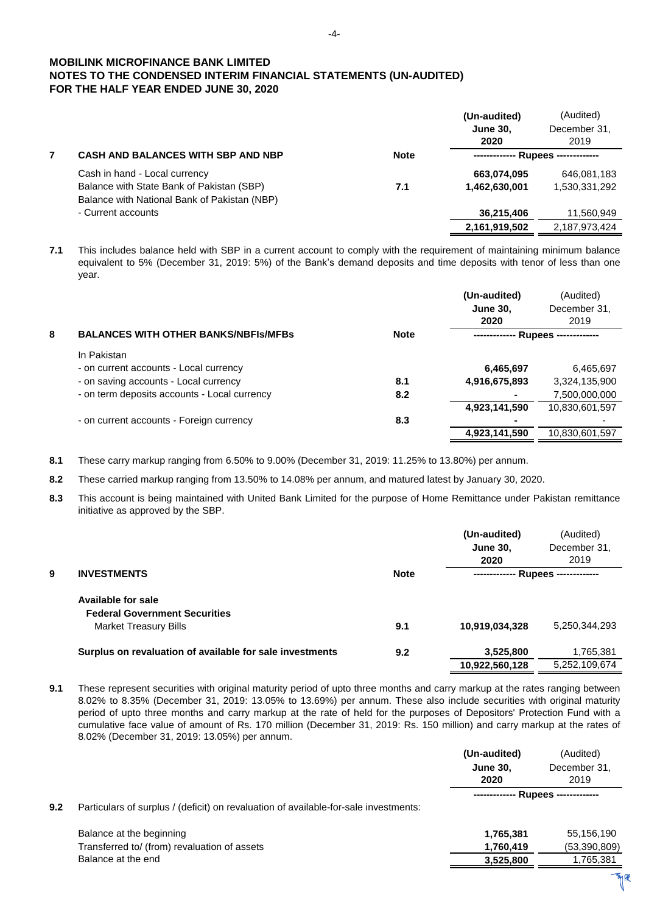**MOBILINK MICROFINANCE BANK LIMITED**
**NOTES TO THE CONDENSED INTERIM FINANCIAL STATEMENTS (UN-AUDITED)**
**FOR THE HALF YEAR ENDED JUNE 30, 2020**

| | | | **(Un-audited) June 30, 2020** | (Audited) December 31, 2019 |
|---|---|---|---|---|
| **7** | **CASH AND BALANCES WITH SBP AND NBP** | **Note** | ------------- Rupees ------------- | |
| | Cash in hand - Local currency | | **663,074,095** | 646,081,183 |
| | Balance with State Bank of Pakistan (SBP) | **7.1** | **1,462,630,001** | 1,530,331,292 |
| | Balance with National Bank of Pakistan (NBP) - Current accounts | | **36,215,406** | 11,560,949 |
| | | | **2,161,919,502** | 2,187,973,424 |

**7.1** This includes balance held with SBP in a current account to comply with the requirement of maintaining minimum balance equivalent to 5% (December 31, 2019: 5%) of the Bank's demand deposits and time deposits with tenor of less than one year.

| | | | **(Un-audited) June 30, 2020** | (Audited) December 31, 2019 |
|---|---|---|---|---|
| **8** | **BALANCES WITH OTHER BANKS/NBFIs/MFBs** | **Note** | ------------- Rupees ------------- | |
| | In Pakistan | | | |
| | - on current accounts - Local currency | | **6,465,697** | 6,465,697 |
| | - on saving accounts - Local currency | **8.1** | **4,916,675,893** | 3,324,135,900 |
| | - on term deposits accounts - Local currency | **8.2** | **-** | 7,500,000,000 |
| | | | **4,923,141,590** | 10,830,601,597 |
| | - on current accounts - Foreign currency | **8.3** | **-** | - |
| | | | **4,923,141,590** | 10,830,601,597 |

**8.1** These carry markup ranging from 6.50% to 9.00% (December 31, 2019: 11.25% to 13.80%) per annum.

**8.2** These carried markup ranging from 13.50% to 14.08% per annum, and matured latest by January 30, 2020.

**8.3** This account is being maintained with United Bank Limited for the purpose of Home Remittance under Pakistan remittance initiative as approved by the SBP.

| | | | **(Un-audited) June 30, 2020** | (Audited) December 31, 2019 |
|---|---|---|---|---|
| **9** | **INVESTMENTS** | **Note** | ------------- Rupees ------------- | |
| | **Available for sale** | | | |
| | **Federal Government Securities** | | | |
| | Market Treasury Bills | **9.1** | **10,919,034,328** | 5,250,344,293 |
| | **Surplus on revaluation of available for sale investments** | **9.2** | **3,525,800** | 1,765,381 |
| | | | **10,922,560,128** | 5,252,109,674 |

**9.1** These represent securities with original maturity period of upto three months and carry markup at the rates ranging between 8.02% to 8.35% (December 31, 2019: 13.05% to 13.69%) per annum. These also include securities with original maturity period of upto three months and carry markup at the rate of held for the purposes of Depositors' Protection Fund with a cumulative face value of amount of Rs. 170 million (December 31, 2019: Rs. 150 million) and carry markup at the rates of 8.02% (December 31, 2019: 13.05%) per annum.

| | | **(Un-audited) June 30, 2020** | (Audited) December 31, 2019 |
|---|---|---|---|
| | | ------------- Rupees ------------- | |
| **9.2** | Particulars of surplus / (deficit) on revaluation of available-for-sale investments: | | |
| | Balance at the beginning | **1,765,381** | 55,156,190 |
| | Transferred to/ (from) revaluation of assets | **1,760,419** | (53,390,809) |
| | Balance at the end | **3,525,800** | 1,765,381 |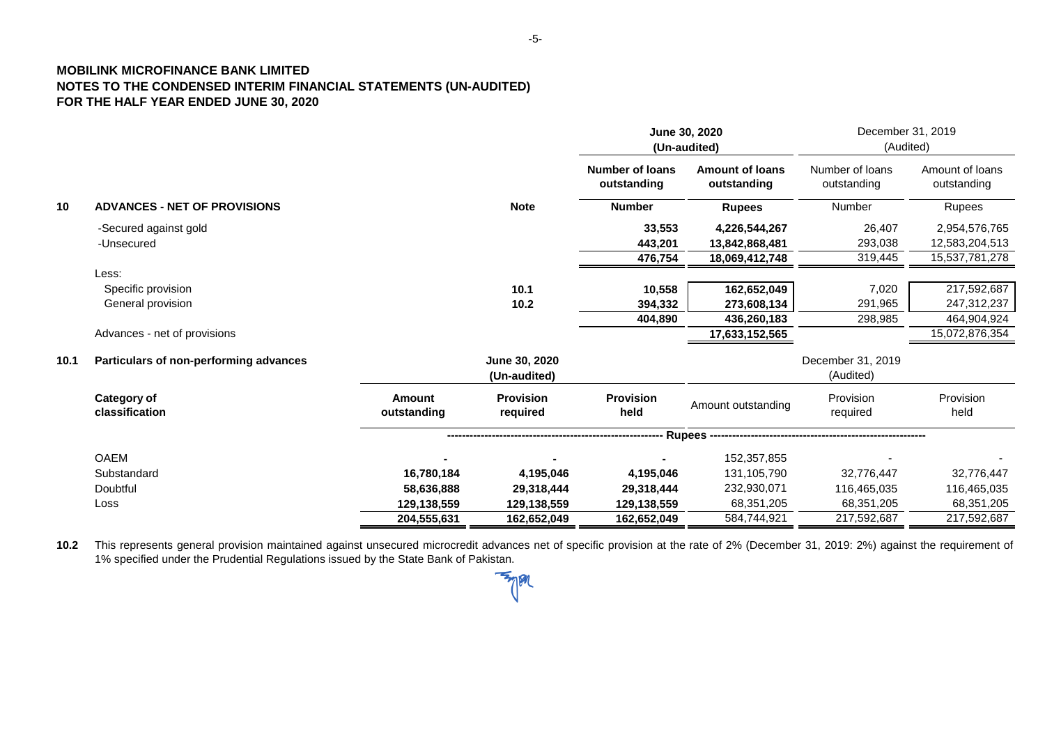**MOBILINK MICROFINANCE BANK LIMITED**
**NOTES TO THE CONDENSED INTERIM FINANCIAL STATEMENTS (UN-AUDITED)**
**FOR THE HALF YEAR ENDED JUNE 30, 2020**

| | | Note | June 30, 2020 (Un-audited) | | December 31, 2019 (Audited) | |
|---|---|---|---|---|---|---|
| | | | **Number of loans outstanding** | **Amount of loans outstanding** | Number of loans outstanding | Amount of loans outstanding |
| **10** | **ADVANCES - NET OF PROVISIONS** | | **Number** | **Rupees** | Number | Rupees |
| | -Secured against gold | | **33,553** | **4,226,544,267** | 26,407 | 2,954,576,765 |
| | -Unsecured | | **443,201** | **13,842,868,481** | 293,038 | 12,583,204,513 |
| | | | **476,754** | **18,069,412,748** | 319,445 | 15,537,781,278 |
| | Less: | | | | | |
| | Specific provision | 10.1 | **10,558** | **162,652,049** | 7,020 | 217,592,687 |
| | General provision | 10.2 | **394,332** | **273,608,134** | 291,965 | 247,312,237 |
| | | | **404,890** | **436,260,183** | 298,985 | 464,904,924 |
| | Advances - net of provisions | | | **17,633,152,565** | | 15,072,876,354 |

**10.1 Particulars of non-performing advances**

| Category of classification | June 30, 2020 (Un-audited) | | | December 31, 2019 (Audited) | | |
|---|---|---|---|---|---|---|
| | **Amount outstanding** | **Provision required** | **Provision held** | Amount outstanding | Provision required | Provision held |
| | Rupees | | | | | |
| OAEM | **-** | **-** | **-** | 152,357,855 | - | - |
| Substandard | **16,780,184** | **4,195,046** | **4,195,046** | 131,105,790 | 32,776,447 | 32,776,447 |
| Doubtful | **58,636,888** | **29,318,444** | **29,318,444** | 232,930,071 | 116,465,035 | 116,465,035 |
| Loss | **129,138,559** | **129,138,559** | **129,138,559** | 68,351,205 | 68,351,205 | 68,351,205 |
| | **204,555,631** | **162,652,049** | **162,652,049** | 584,744,921 | 217,592,687 | 217,592,687 |

**10.2** This represents general provision maintained against unsecured microcredit advances net of specific provision at the rate of 2% (December 31, 2019: 2%) against the requirement of 1% specified under the Prudential Regulations issued by the State Bank of Pakistan.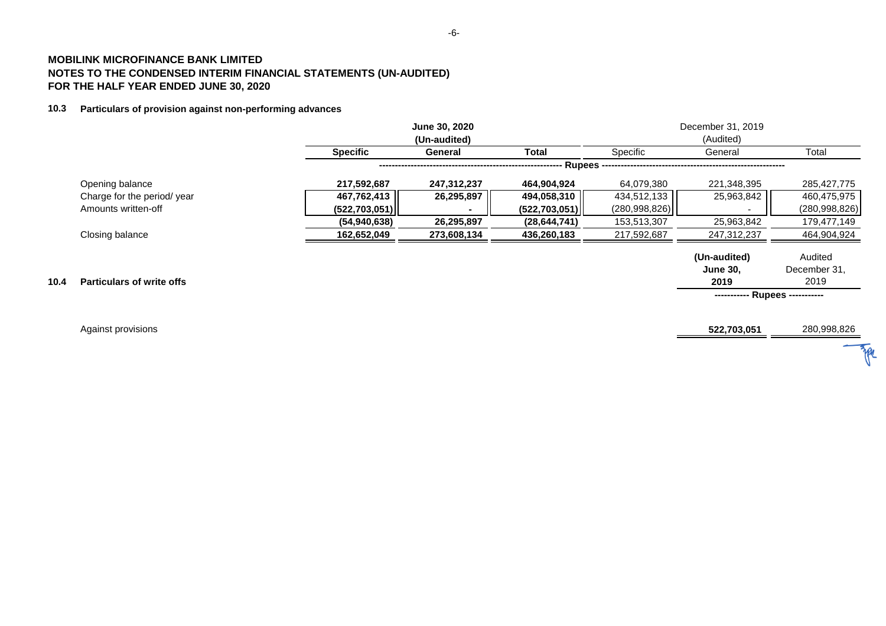**MOBILINK MICROFINANCE BANK LIMITED**
**NOTES TO THE CONDENSED INTERIM FINANCIAL STATEMENTS (UN-AUDITED)**
**FOR THE HALF YEAR ENDED JUNE 30, 2020**

**10.3 Particulars of provision against non-performing advances**

| | June 30, 2020 (Un-audited) | | | December 31, 2019 (Audited) | | |
|---|---|---|---|---|---|---|
| | **Specific** | **General** | **Total** | Specific | General | Total |
| | ------ Rupees ------ | | | | | |
| Opening balance | **217,592,687** | **247,312,237** | **464,904,924** | 64,079,380 | 221,348,395 | 285,427,775 |
| Charge for the period/ year | **467,762,413** | **26,295,897** | **494,058,310** | 434,512,133 | 25,963,842 | 460,475,975 |
| Amounts written-off | **(522,703,051)** | **-** | **(522,703,051)** | (280,998,826) | - | (280,998,826) |
| | **(54,940,638)** | **26,295,897** | **(28,644,741)** | 153,513,307 | 25,963,842 | 179,477,149 |
| Closing balance | **162,652,049** | **273,608,134** | **436,260,183** | 217,592,687 | 247,312,237 | 464,904,924 |

**10.4 Particulars of write offs**

| | (Un-audited) June 30, 2019 | Audited December 31, 2019 |
|---|---|---|
| | ------ Rupees ------ | |
| Against provisions | **522,703,051** | 280,998,826 |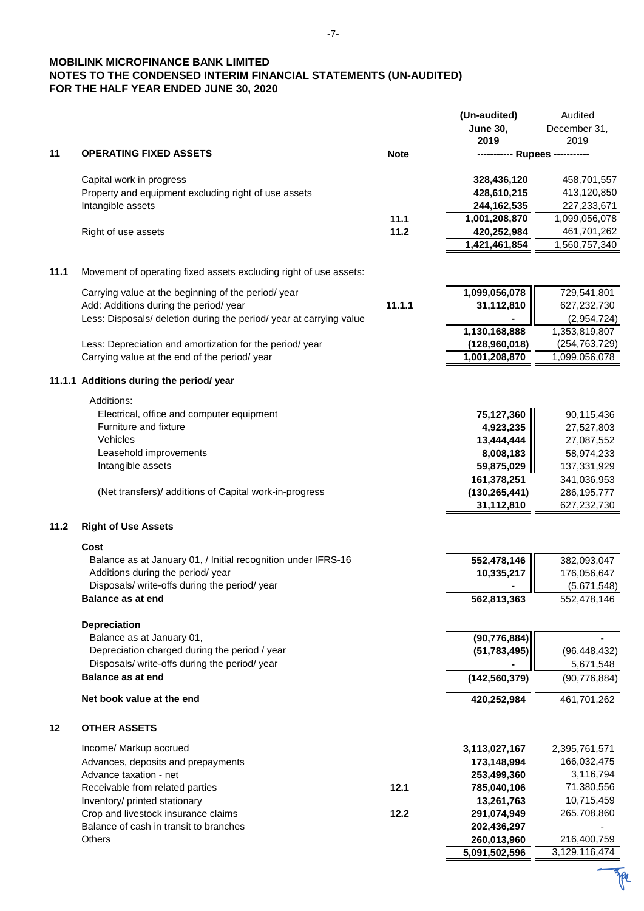**MOBILINK MICROFINANCE BANK LIMITED**
**NOTES TO THE CONDENSED INTERIM FINANCIAL STATEMENTS (UN-AUDITED)**
**FOR THE HALF YEAR ENDED JUNE 30, 2020**

| | | Note | (Un-audited) June 30, 2019 | Audited December 31, 2019 |
|---|---|---|---|---|
| | | | ----------- Rupees ----------- | |
| **11** | **OPERATING FIXED ASSETS** | | | |
| | Capital work in progress | | 328,436,120 | 458,701,557 |
| | Property and equipment excluding right of use assets | | 428,610,215 | 413,120,850 |
| | Intangible assets | | 244,162,535 | 227,233,671 |
| | | 11.1 | 1,001,208,870 | 1,099,056,078 |
| | Right of use assets | 11.2 | 420,252,984 | 461,701,262 |
| | | | 1,421,461,854 | 1,560,757,340 |
| **11.1** | Movement of operating fixed assets excluding right of use assets: | | | |
| | Carrying value at the beginning of the period/ year | | 1,099,056,078 | 729,541,801 |
| | Add: Additions during the period/ year | 11.1.1 | 31,112,810 | 627,232,730 |
| | Less: Disposals/ deletion during the period/ year at carrying value | | - | (2,954,724) |
| | | | 1,130,168,888 | 1,353,819,807 |
| | Less: Depreciation and amortization for the period/ year | | (128,960,018) | (254,763,729) |
| | Carrying value at the end of the period/ year | | 1,001,208,870 | 1,099,056,078 |
| **11.1.1** | **Additions during the period/ year** | | | |
| | Additions: | | | |
| | Electrical, office and computer equipment | | 75,127,360 | 90,115,436 |
| | Furniture and fixture | | 4,923,235 | 27,527,803 |
| | Vehicles | | 13,444,444 | 27,087,552 |
| | Leasehold improvements | | 8,008,183 | 58,974,233 |
| | Intangible assets | | 59,875,029 | 137,331,929 |
| | | | 161,378,251 | 341,036,953 |
| | (Net transfers)/ additions of Capital work-in-progress | | (130,265,441) | 286,195,777 |
| | | | 31,112,810 | 627,232,730 |
| **11.2** | **Right of Use Assets** | | | |
| | **Cost** | | | |
| | Balance as at January 01, / Initial recognition under IFRS-16 | | 552,478,146 | 382,093,047 |
| | Additions during the period/ year | | 10,335,217 | 176,056,647 |
| | Disposals/ write-offs during the period/ year | | - | (5,671,548) |
| | **Balance as at end** | | 562,813,363 | 552,478,146 |
| | **Depreciation** | | | |
| | Balance as at January 01, | | (90,776,884) | - |
| | Depreciation charged during the period / year | | (51,783,495) | (96,448,432) |
| | Disposals/ write-offs during the period/ year | | - | 5,671,548 |
| | **Balance as at end** | | (142,560,379) | (90,776,884) |
| | **Net book value at the end** | | 420,252,984 | 461,701,262 |
| **12** | **OTHER ASSETS** | | | |
| | Income/ Markup accrued | | 3,113,027,167 | 2,395,761,571 |
| | Advances, deposits and prepayments | | 173,148,994 | 166,032,475 |
| | Advance taxation - net | | 253,499,360 | 3,116,794 |
| | Receivable from related parties | 12.1 | 785,040,106 | 71,380,556 |
| | Inventory/ printed stationary | | 13,261,763 | 10,715,459 |
| | Crop and livestock insurance claims | 12.2 | 291,074,949 | 265,708,860 |
| | Balance of cash in transit to branches | | 202,436,297 | - |
| | Others | | 260,013,960 | 216,400,759 |
| | | | 5,091,502,596 | 3,129,116,474 |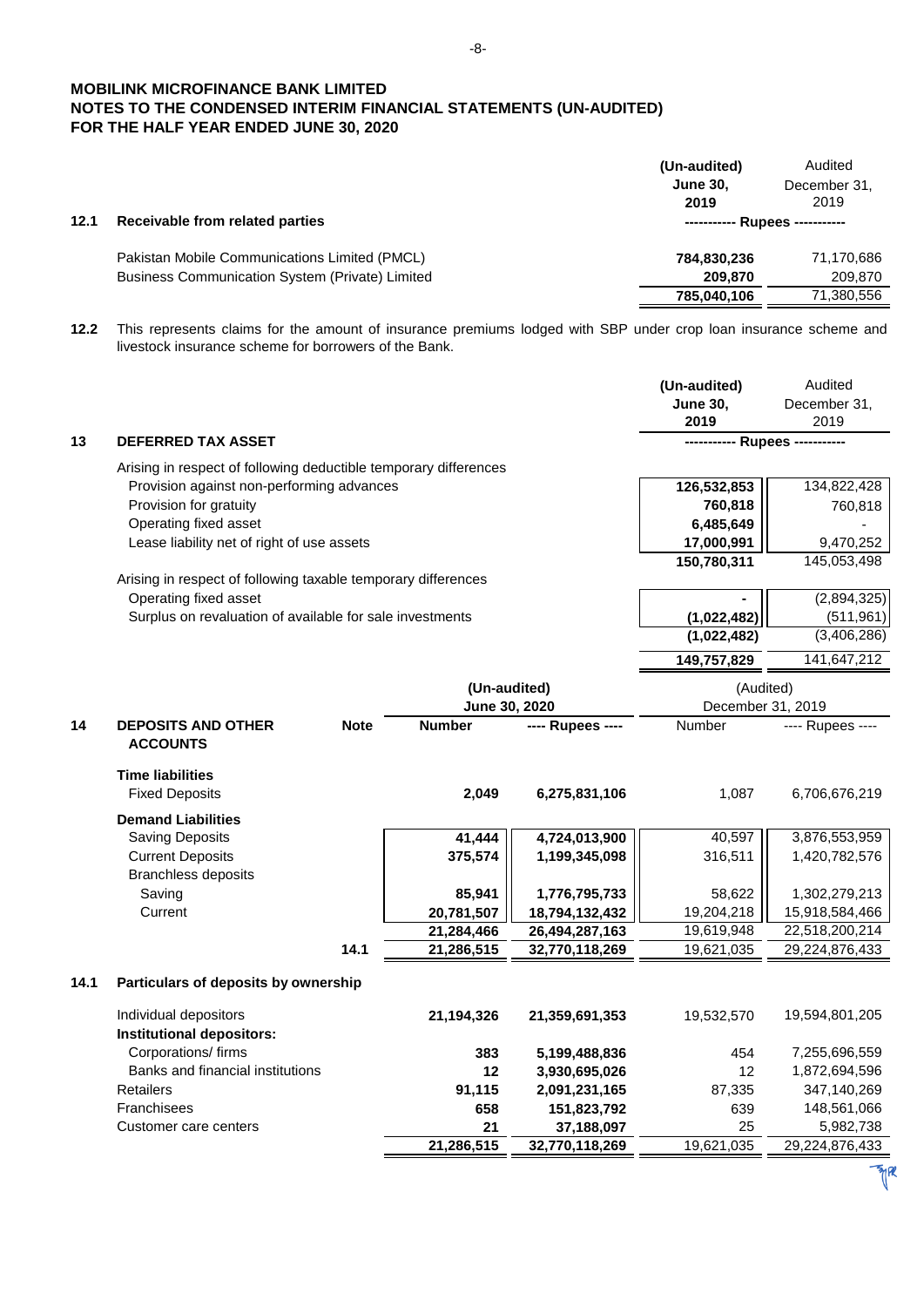**MOBILINK MICROFINANCE BANK LIMITED**
**NOTES TO THE CONDENSED INTERIM FINANCIAL STATEMENTS (UN-AUDITED)**
**FOR THE HALF YEAR ENDED JUNE 30, 2020**

| | | (Un-audited) June 30, 2019 | Audited December 31, 2019 |
|---|---|---|---|
| **12.1** | **Receivable from related parties** | ----------- Rupees ----------- | |
| | Pakistan Mobile Communications Limited (PMCL) | **784,830,236** | 71,170,686 |
| | Business Communication System (Private) Limited | **209,870** | 209,870 |
| | | **785,040,106** | 71,380,556 |

**12.2** This represents claims for the amount of insurance premiums lodged with SBP under crop loan insurance scheme and livestock insurance scheme for borrowers of the Bank.

| | | (Un-audited) June 30, 2019 | Audited December 31, 2019 |
|---|---|---|---|
| **13** | **DEFERRED TAX ASSET** | ----------- Rupees ----------- | |
| | Arising in respect of following deductible temporary differences | | |
| | Provision against non-performing advances | **126,532,853** | 134,822,428 |
| | Provision for gratuity | **760,818** | 760,818 |
| | Operating fixed asset | **6,485,649** | - |
| | Lease liability net of right of use assets | **17,000,991** | 9,470,252 |
| | | **150,780,311** | 145,053,498 |
| | Arising in respect of following taxable temporary differences | | |
| | Operating fixed asset | **-** | (2,894,325) |
| | Surplus on revaluation of available for sale investments | **(1,022,482)** | (511,961) |
| | | **(1,022,482)** | (3,406,286) |
| | | **149,757,829** | 141,647,212 |

| | | Note | (Un-audited) June 30, 2020 | | (Audited) December 31, 2019 | |
|---|---|---|---|---|---|---|
| **14** | **DEPOSITS AND OTHER ACCOUNTS** | | **Number** | **---- Rupees ----** | Number | ---- Rupees ---- |
| | **Time liabilities** | | | | | |
| | Fixed Deposits | | **2,049** | **6,275,831,106** | 1,087 | 6,706,676,219 |
| | **Demand Liabilities** | | | | | |
| | Saving Deposits | | **41,444** | **4,724,013,900** | 40,597 | 3,876,553,959 |
| | Current Deposits | | **375,574** | **1,199,345,098** | 316,511 | 1,420,782,576 |
| | Branchless deposits | | | | | |
| | Saving | | **85,941** | **1,776,795,733** | 58,622 | 1,302,279,213 |
| | Current | | **20,781,507** | **18,794,132,432** | 19,204,218 | 15,918,584,466 |
| | | | **21,284,466** | **26,494,287,163** | 19,619,948 | 22,518,200,214 |
| | | 14.1 | **21,286,515** | **32,770,118,269** | 19,621,035 | 29,224,876,433 |

| | | (Un-audited) June 30, 2020 Number | (Un-audited) June 30, 2020 Rupees | (Audited) December 31, 2019 Number | (Audited) December 31, 2019 Rupees |
|---|---|---|---|---|---|
| **14.1** | **Particulars of deposits by ownership** | | | | |
| | Individual depositors | **21,194,326** | **21,359,691,353** | 19,532,570 | 19,594,801,205 |
| | **Institutional depositors:** | | | | |
| | Corporations/ firms | **383** | **5,199,488,836** | 454 | 7,255,696,559 |
| | Banks and financial institutions | **12** | **3,930,695,026** | 12 | 1,872,694,596 |
| | Retailers | **91,115** | **2,091,231,165** | 87,335 | 347,140,269 |
| | Franchisees | **658** | **151,823,792** | 639 | 148,561,066 |
| | Customer care centers | **21** | **37,188,097** | 25 | 5,982,738 |
| | | **21,286,515** | **32,770,118,269** | 19,621,035 | 29,224,876,433 |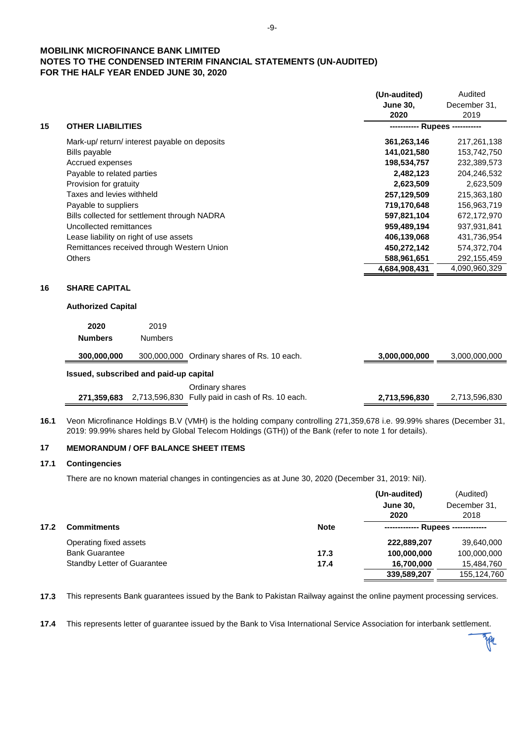**MOBILINK MICROFINANCE BANK LIMITED**
**NOTES TO THE CONDENSED INTERIM FINANCIAL STATEMENTS (UN-AUDITED)**
**FOR THE HALF YEAR ENDED JUNE 30, 2020**

| | | **(Un-audited) June 30, 2020** | Audited December 31, 2019 |
|---|---|---|---|
| **15** | **OTHER LIABILITIES** | ----------- **Rupees** ----------- | |
| | Mark-up/ return/ interest payable on deposits | **361,263,146** | 217,261,138 |
| | Bills payable | **141,021,580** | 153,742,750 |
| | Accrued expenses | **198,534,757** | 232,389,573 |
| | Payable to related parties | **2,482,123** | 204,246,532 |
| | Provision for gratuity | **2,623,509** | 2,623,509 |
| | Taxes and levies withheld | **257,129,509** | 215,363,180 |
| | Payable to suppliers | **719,170,648** | 156,963,719 |
| | Bills collected for settlement through NADRA | **597,821,104** | 672,172,970 |
| | Uncollected remittances | **959,489,194** | 937,931,841 |
| | Lease liability on right of use assets | **406,139,068** | 431,736,954 |
| | Remittances received through Western Union | **450,272,142** | 574,372,704 |
| | Others | **588,961,651** | 292,155,459 |
| | | **4,684,908,431** | 4,090,960,329 |

**16 SHARE CAPITAL**

**Authorized Capital**

| **2020 Numbers** | 2019 Numbers | | | |
|---|---|---|---|---|
| **300,000,000** | 300,000,000 | Ordinary shares of Rs. 10 each. | **3,000,000,000** | 3,000,000,000 |

**Issued, subscribed and paid-up capital**

| | | | | |
|---|---|---|---|---|
| **271,359,683** | 2,713,596,830 | Ordinary shares Fully paid in cash of Rs. 10 each. | **2,713,596,830** | 2,713,596,830 |

**16.1** Veon Microfinance Holdings B.V (VMH) is the holding company controlling 271,359,678 i.e. 99.99% shares (December 31, 2019: 99.99% shares held by Global Telecom Holdings (GTH)) of the Bank (refer to note 1 for details).

**17 MEMORANDUM / OFF BALANCE SHEET ITEMS**

**17.1 Contingencies**

There are no known material changes in contingencies as at June 30, 2020 (December 31, 2019: Nil).

| | | **Note** | **(Un-audited) June 30, 2020** | (Audited) December 31, 2018 |
|---|---|---|---|---|
| **17.2** | **Commitments** | | ------------- **Rupees** ------------- | |
| | Operating fixed assets | | **222,889,207** | 39,640,000 |
| | Bank Guarantee | **17.3** | **100,000,000** | 100,000,000 |
| | Standby Letter of Guarantee | **17.4** | **16,700,000** | 15,484,760 |
| | | | **339,589,207** | 155,124,760 |

**17.3** This represents Bank guarantees issued by the Bank to Pakistan Railway against the online payment processing services.

**17.4** This represents letter of guarantee issued by the Bank to Visa International Service Association for interbank settlement.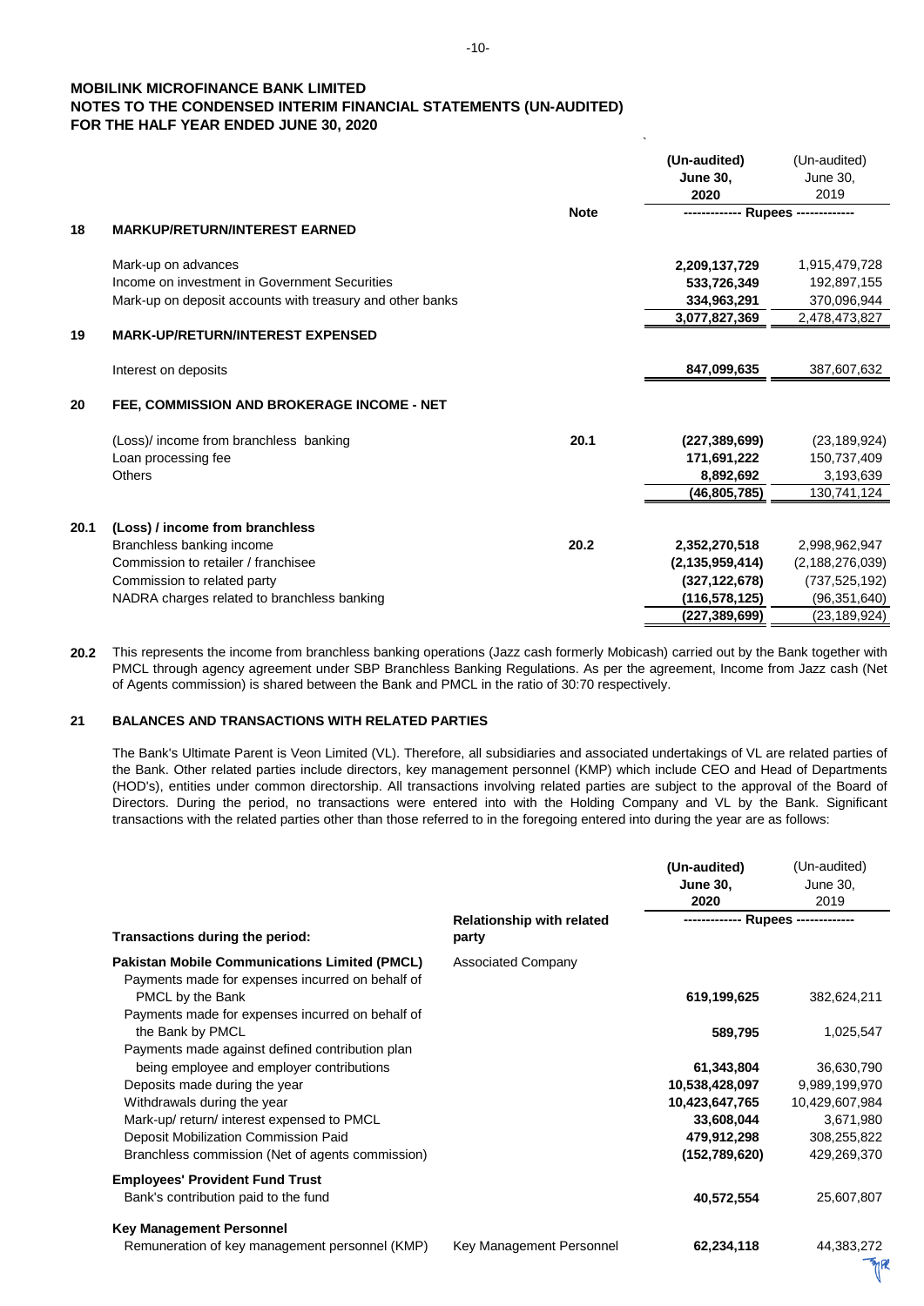**MOBILINK MICROFINANCE BANK LIMITED**
**NOTES TO THE CONDENSED INTERIM FINANCIAL STATEMENTS (UN-AUDITED)**
**FOR THE HALF YEAR ENDED JUNE 30, 2020**

| | | Note | (Un-audited) June 30, 2020 | (Un-audited) June 30, 2019 |
|---|---|---|---|---|
| | | | ------------ Rupees ------------ | |
| **18** | **MARKUP/RETURN/INTEREST EARNED** | | | |
| | Mark-up on advances | | **2,209,137,729** | 1,915,479,728 |
| | Income on investment in Government Securities | | **533,726,349** | 192,897,155 |
| | Mark-up on deposit accounts with treasury and other banks | | **334,963,291** | 370,096,944 |
| | | | **3,077,827,369** | 2,478,473,827 |
| **19** | **MARK-UP/RETURN/INTEREST EXPENSED** | | | |
| | Interest on deposits | | **847,099,635** | 387,607,632 |
| **20** | **FEE, COMMISSION AND BROKERAGE INCOME - NET** | | | |
| | (Loss)/ income from branchless banking | 20.1 | **(227,389,699)** | (23,189,924) |
| | Loan processing fee | | **171,691,222** | 150,737,409 |
| | Others | | **8,892,692** | 3,193,639 |
| | | | **(46,805,785)** | 130,741,124 |
| **20.1** | **(Loss) / income from branchless** | | | |
| | Branchless banking income | 20.2 | **2,352,270,518** | 2,998,962,947 |
| | Commission to retailer / franchisee | | **(2,135,959,414)** | (2,188,276,039) |
| | Commission to related party | | **(327,122,678)** | (737,525,192) |
| | NADRA charges related to branchless banking | | **(116,578,125)** | (96,351,640) |
| | | | **(227,389,699)** | (23,189,924) |

**20.2** This represents the income from branchless banking operations (Jazz cash formerly Mobicash) carried out by the Bank together with PMCL through agency agreement under SBP Branchless Banking Regulations. As per the agreement, Income from Jazz cash (Net of Agents commission) is shared between the Bank and PMCL in the ratio of 30:70 respectively.

## 21 BALANCES AND TRANSACTIONS WITH RELATED PARTIES

The Bank's Ultimate Parent is Veon Limited (VL). Therefore, all subsidiaries and associated undertakings of VL are related parties of the Bank. Other related parties include directors, key management personnel (KMP) which include CEO and Head of Departments (HOD's), entities under common directorship. All transactions involving related parties are subject to the approval of the Board of Directors. During the period, no transactions were entered into with the Holding Company and VL by the Bank. Significant transactions with the related parties other than those referred to in the foregoing entered into during the year are as follows:

| Transactions during the period: | Relationship with related party | (Un-audited) June 30, 2020 | (Un-audited) June 30, 2019 |
|---|---|---|---|
| | | ------------ Rupees ------------ | |
| **Pakistan Mobile Communications Limited (PMCL)** | Associated Company | | |
| Payments made for expenses incurred on behalf of PMCL by the Bank | | **619,199,625** | 382,624,211 |
| Payments made for expenses incurred on behalf of the Bank by PMCL | | **589,795** | 1,025,547 |
| Payments made against defined contribution plan being employee and employer contributions | | **61,343,804** | 36,630,790 |
| Deposits made during the year | | **10,538,428,097** | 9,989,199,970 |
| Withdrawals during the year | | **10,423,647,765** | 10,429,607,984 |
| Mark-up/ return/ interest expensed to PMCL | | **33,608,044** | 3,671,980 |
| Deposit Mobilization Commission Paid | | **479,912,298** | 308,255,822 |
| Branchless commission (Net of agents commission) | | **(152,789,620)** | 429,269,370 |
| **Employees' Provident Fund Trust** | | | |
| Bank's contribution paid to the fund | | **40,572,554** | 25,607,807 |
| **Key Management Personnel** | | | |
| Remuneration of key management personnel (KMP) | Key Management Personnel | **62,234,118** | 44,383,272 |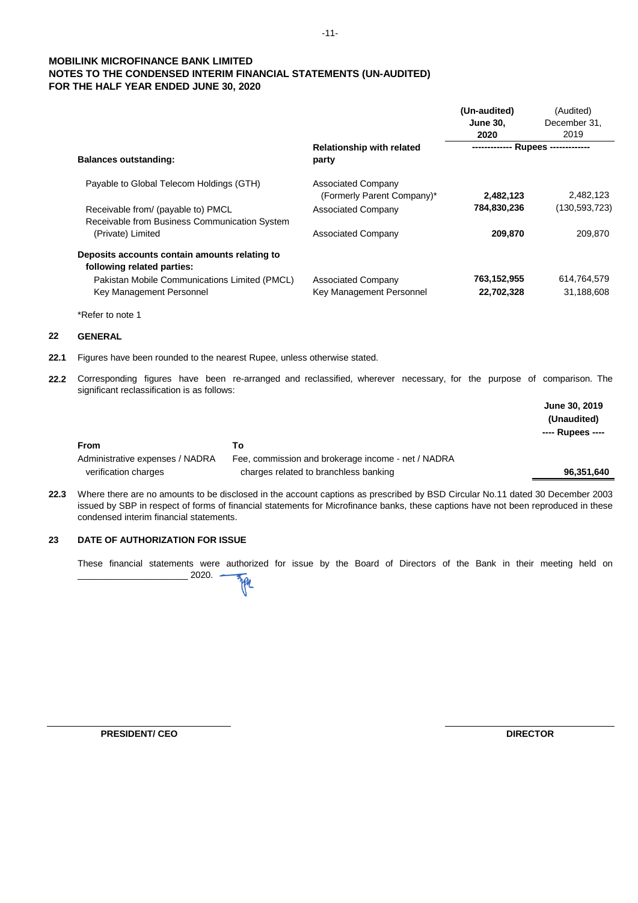**MOBILINK MICROFINANCE BANK LIMITED**
**NOTES TO THE CONDENSED INTERIM FINANCIAL STATEMENTS (UN-AUDITED)**
**FOR THE HALF YEAR ENDED JUNE 30, 2020**

| | Relationship with related party | (Un-audited) June 30, 2020 | (Audited) December 31, 2019 |
|---|---|---|---|
| | | ------------ Rupees ------------ | |
| **Balances outstanding:** | | | |
| Payable to Global Telecom Holdings (GTH) | Associated Company (Formerly Parent Company)* | **2,482,123** | 2,482,123 |
| Receivable from/ (payable to) PMCL | Associated Company | **784,830,236** | (130,593,723) |
| Receivable from Business Communication System (Private) Limited | Associated Company | **209,870** | 209,870 |
| **Deposits accounts contain amounts relating to following related parties:** | | | |
| Pakistan Mobile Communications Limited (PMCL) | Associated Company | **763,152,955** | 614,764,579 |
| Key Management Personnel | Key Management Personnel | **22,702,328** | 31,188,608 |

*Refer to note 1

## 22 GENERAL

**22.1** Figures have been rounded to the nearest Rupee, unless otherwise stated.

**22.2** Corresponding figures have been re-arranged and reclassified, wherever necessary, for the purpose of comparison. The significant reclassification is as follows:

| From | To | June 30, 2019 (Unaudited) ---- Rupees ---- |
|---|---|---|
| Administrative expenses / NADRA verification charges | Fee, commission and brokerage income - net / NADRA charges related to branchless banking | **96,351,640** |

**22.3** Where there are no amounts to be disclosed in the account captions as prescribed by BSD Circular No.11 dated 30 December 2003 issued by SBP in respect of forms of financial statements for Microfinance banks, these captions have not been reproduced in these condensed interim financial statements.

## 23 DATE OF AUTHORIZATION FOR ISSUE

These financial statements were authorized for issue by the Board of Directors of the Bank in their meeting held on ____________________ 2020.

**PRESIDENT/ CEO** **DIRECTOR**